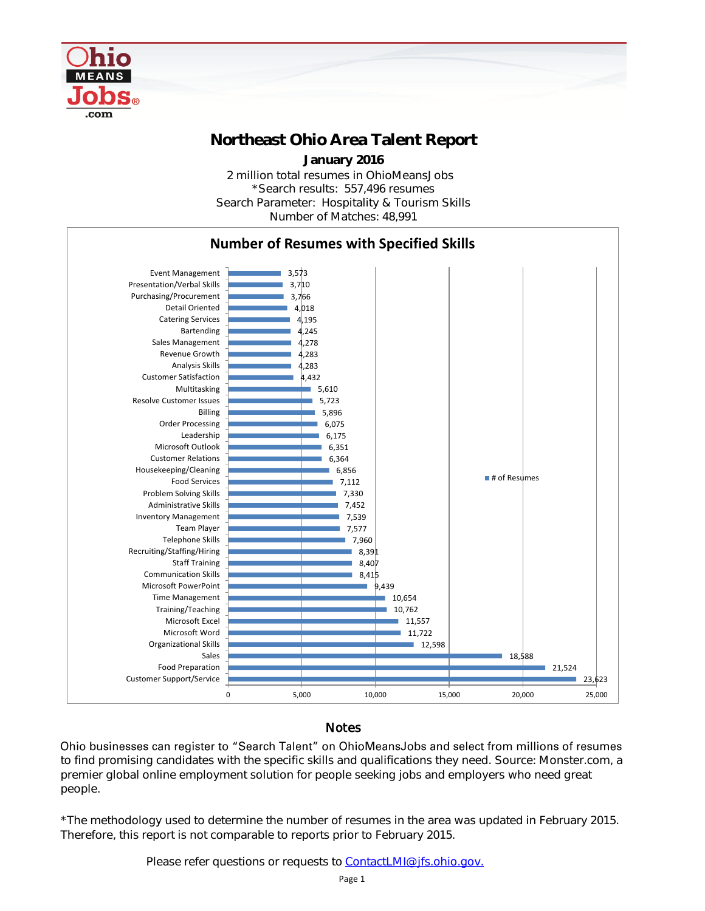# Northeast Ohio Area Talent Report

**January 2016**

2 million total resumes in OhioMeansJobs
*Search results: 557,496 resumes
Search Parameter: Hospitality & Tourism Skills
Number of Matches: 48,991

## Number of Resumes with Specified Skills

Event Management 3,573
Presentation/Verbal Skills 3,710
Purchasing/Procurement 3,766
Detail Oriented 4,018
Catering Services 4,195
Bartending 4,245
Sales Management 4,278
Revenue Growth 4,283
Analysis Skills 4,283
Customer Satisfaction 4,432
Multitasking 5,610
Resolve Customer Issues 5,723
Billing 5,896
Order Processing 6,075
Leadership 6,175
Microsoft Outlook 6,351
Customer Relations 6,364
Housekeeping/Cleaning 6,856
Food Services 7,112
Problem Solving Skills 7,330
Administrative Skills 7,452
Inventory Management 7,539
Team Player 7,577
Telephone Skills 7,960
Recruiting/Staffing/Hiring 8,391
Staff Training 8,407
Communication Skills 8,415
Microsoft PowerPoint 9,439
Time Management 10,654
Training/Teaching 10,762
Microsoft Excel 11,557
Microsoft Word 11,722
Organizational Skills 12,598
Sales 18,588
Food Preparation 21,524
Customer Support/Service 23,623

0 5,000 10,000 15,000 20,000 25,000

# of Resumes

## Notes

Ohio businesses can register to "Search Talent" on OhioMeansJobs and select from millions of resumes to find promising candidates with the specific skills and qualifications they need. Source: Monster.com, a premier global online employment solution for people seeking jobs and employers who need great people.

*The methodology used to determine the number of resumes in the area was updated in February 2015. Therefore, this report is not comparable to reports prior to February 2015.

Please refer questions or requests to [ContactLMI@jfs.ohio.gov.](mailto:ContactLMI@jfs.ohio.gov)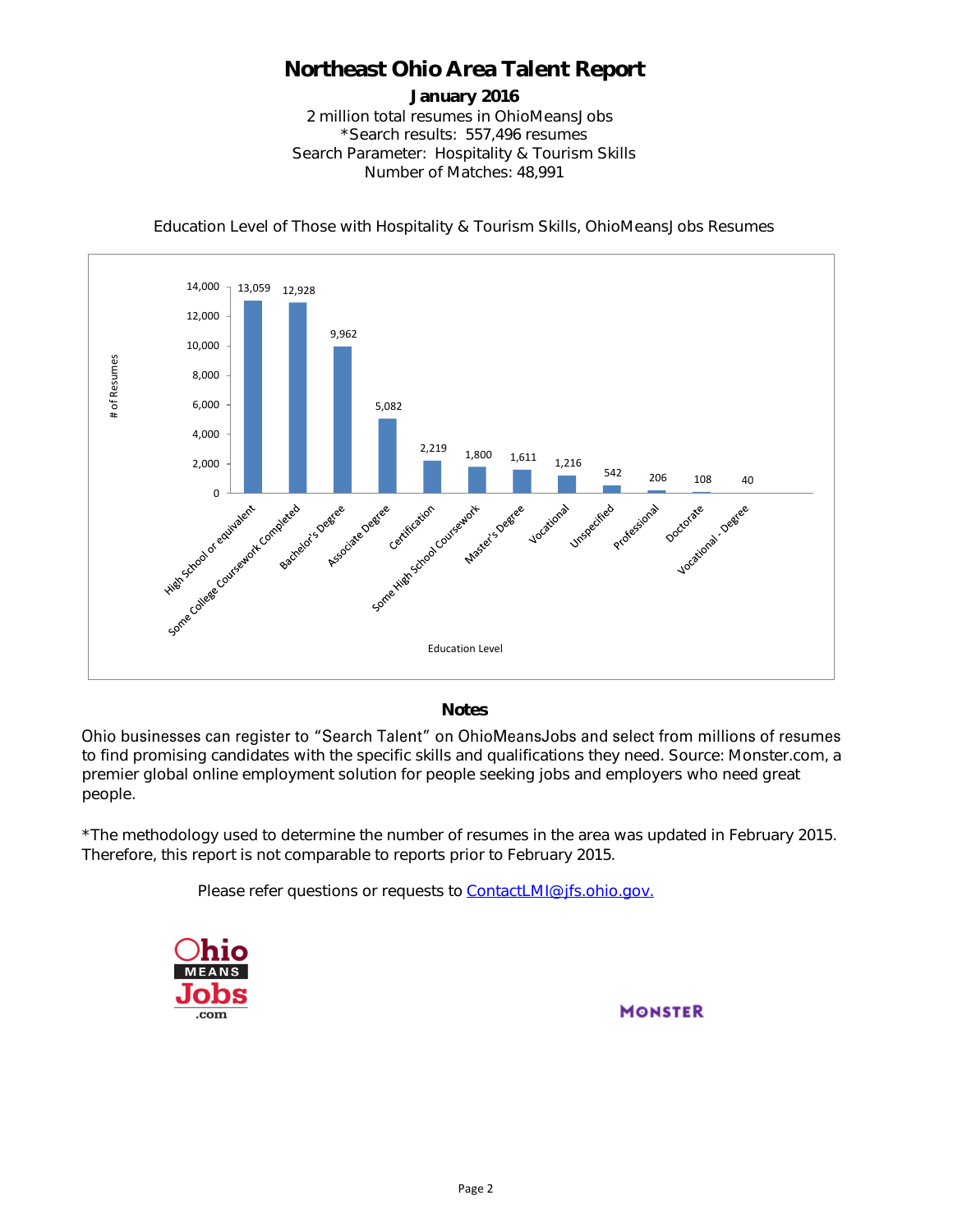# Northeast Ohio Area Talent Report

**January 2016**

2 million total resumes in OhioMeansJobs

*Search results: 557,496 resumes

Search Parameter: Hospitality & Tourism Skills

Number of Matches: 48,991

Education Level of Those with Hospitality & Tourism Skills, OhioMeansJobs Resumes

# of Resumes

14,000
12,000
10,000
8,000
6,000
4,000
2,000
0

High School or equivalent 13,059
Some College Coursework Completed 12,928
Bachelor's Degree 9,962
Associate Degree 5,082
Certification 2,219
Some High School Coursework 1,800
Master's Degree 1,611
Vocational 1,216
Unspecified 542
Professional 206
Doctorate 108
Vocational - Degree 40

Education Level

## Notes

Ohio businesses can register to "Search Talent" on OhioMeansJobs and select from millions of resumes to find promising candidates with the specific skills and qualifications they need. Source: Monster.com, a premier global online employment solution for people seeking jobs and employers who need great people.

*The methodology used to determine the number of resumes in the area was updated in February 2015. Therefore, this report is not comparable to reports prior to February 2015.

Please refer questions or requests to ContactLMI@jfs.ohio.gov.

Ohio MEANS Jobs .com

MONSTER